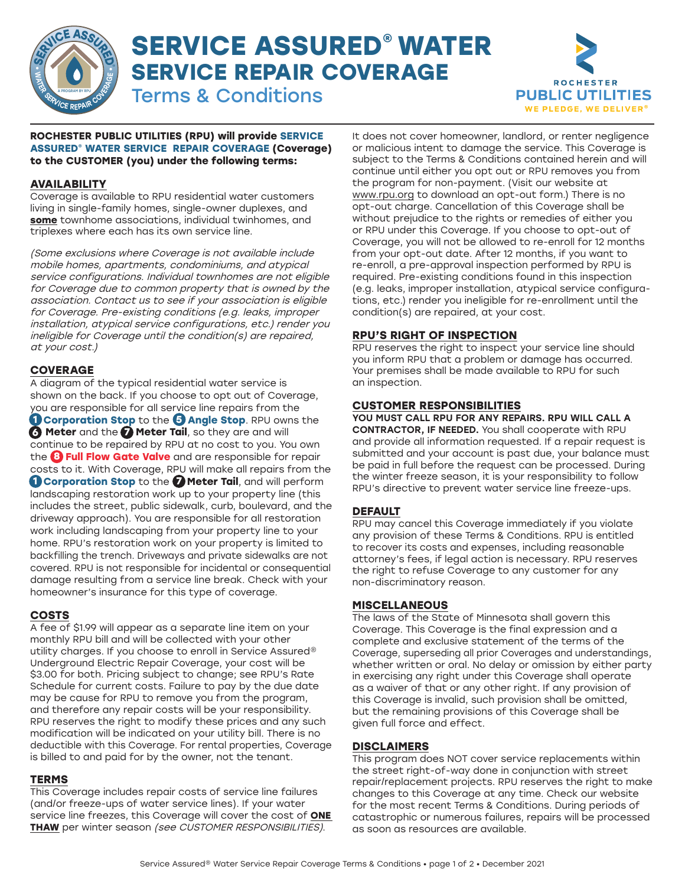# SERVICE ASSURED® WATER SERVICE REPAIR COVERAGE

## Terms & Conditions

**ROCHESTER PUBLIC UTILITIES (RPU) will provide SERVICE ASSURED® WATER SERVICE REPAIR COVERAGE (Coverage) to the CUSTOMER (you) under the following terms:**

### AVAILABILITY

Coverage is available to RPU residential water customers living in single-family homes, single-owner duplexes, and **some** townhome associations, individual twinhomes, and triplexes where each has its own service line.

*(Some exclusions where Coverage is not available include mobile homes, apartments, condominiums, and atypical service configurations. Individual townhomes are not eligible for Coverage due to common property that is owned by the association. Contact us to see if your association is eligible for Coverage. Pre-existing conditions (e.g. leaks, improper installation, atypical service configurations, etc.) render you ineligible for Coverage until the condition(s) are repaired, at your cost.)*

### COVERAGE

A diagram of the typical residential water service is shown on the back. If you choose to opt out of Coverage, you are responsible for all service line repairs from the **1 Corporation Stop** to the **5 Angle Stop**. RPU owns the **6 Meter** and the **7 Meter Tail**, so they are and will continue to be repaired by RPU at no cost to you. You own the **8 Full Flow Gate Valve** and are responsible for repair costs to it. With Coverage, RPU will make all repairs from the **1 Corporation Stop** to the **7 Meter Tail**, and will perform landscaping restoration work up to your property line (this includes the street, public sidewalk, curb, boulevard, and the driveway approach). You are responsible for all restoration work including landscaping from your property line to your home. RPU's restoration work on your property is limited to backfilling the trench. Driveways and private sidewalks are not covered. RPU is not responsible for incidental or consequential damage resulting from a service line break. Check with your homeowner's insurance for this type of coverage.

### COSTS

A fee of $1.99 will appear as a separate line item on your monthly RPU bill and will be collected with your other utility charges. If you choose to enroll in Service Assured® Underground Electric Repair Coverage, your cost will be $3.00 for both. Pricing subject to change; see RPU's Rate Schedule for current costs. Failure to pay by the due date may be cause for RPU to remove you from the program, and therefore any repair costs will be your responsibility. RPU reserves the right to modify these prices and any such modification will be indicated on your utility bill. There is no deductible with this Coverage. For rental properties, Coverage is billed to and paid for by the owner, not the tenant.

### TERMS

This Coverage includes repair costs of service line failures (and/or freeze-ups of water service lines). If your water service line freezes, this Coverage will cover the cost of **ONE THAW** per winter season *(see CUSTOMER RESPONSIBILITIES)*. It does not cover homeowner, landlord, or renter negligence or malicious intent to damage the service. This Coverage is subject to the Terms & Conditions contained herein and will continue until either you opt out or RPU removes you from the program for non-payment. (Visit our website at www.rpu.org to download an opt-out form.) There is no opt-out charge. Cancellation of this Coverage shall be without prejudice to the rights or remedies of either you or RPU under this Coverage. If you choose to opt-out of Coverage, you will not be allowed to re-enroll for 12 months from your opt-out date. After 12 months, if you want to re-enroll, a pre-approval inspection performed by RPU is required. Pre-existing conditions found in this inspection (e.g. leaks, improper installation, atypical service configurations, etc.) render you ineligible for re-enrollment until the condition(s) are repaired, at your cost.

### RPU'S RIGHT OF INSPECTION

RPU reserves the right to inspect your service line should you inform RPU that a problem or damage has occurred. Your premises shall be made available to RPU for such an inspection.

### CUSTOMER RESPONSIBILITIES

**YOU MUST CALL RPU FOR ANY REPAIRS. RPU WILL CALL A CONTRACTOR, IF NEEDED.** You shall cooperate with RPU and provide all information requested. If a repair request is submitted and your account is past due, your balance must be paid in full before the request can be processed. During the winter freeze season, it is your responsibility to follow RPU's directive to prevent water service line freeze-ups.

### DEFAULT

RPU may cancel this Coverage immediately if you violate any provision of these Terms & Conditions. RPU is entitled to recover its costs and expenses, including reasonable attorney's fees, if legal action is necessary. RPU reserves the right to refuse Coverage to any customer for any non-discriminatory reason.

### MISCELLANEOUS

The laws of the State of Minnesota shall govern this Coverage. This Coverage is the final expression and a complete and exclusive statement of the terms of the Coverage, superseding all prior Coverages and understandings, whether written or oral. No delay or omission by either party in exercising any right under this Coverage shall operate as a waiver of that or any other right. If any provision of this Coverage is invalid, such provision shall be omitted, but the remaining provisions of this Coverage shall be given full force and effect.

### DISCLAIMERS

This program does NOT cover service replacements within the street right-of-way done in conjunction with street repair/replacement projects. RPU reserves the right to make changes to this Coverage at any time. Check our website for the most recent Terms & Conditions. During periods of catastrophic or numerous failures, repairs will be processed as soon as resources are available.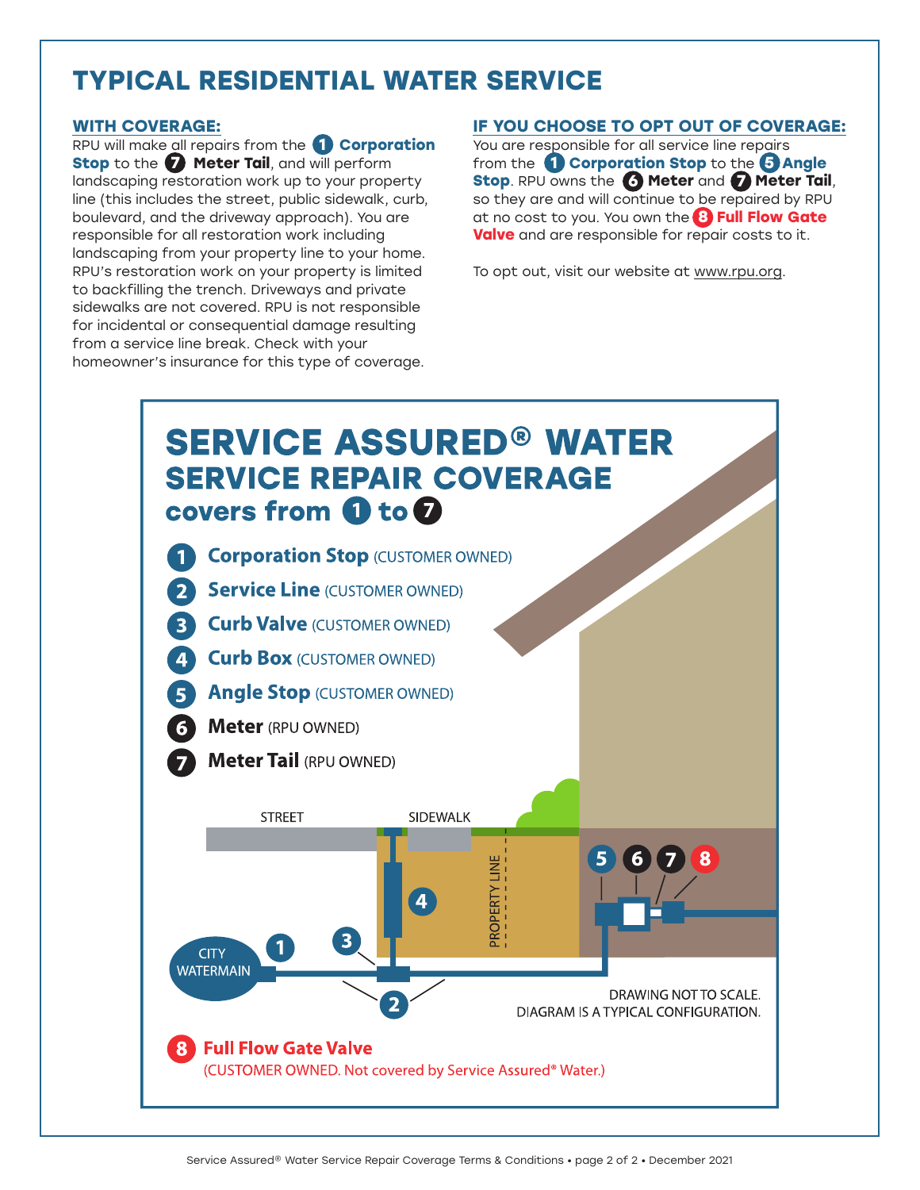# TYPICAL RESIDENTIAL WATER SERVICE

## WITH COVERAGE:

RPU will make all repairs from the **1 Corporation Stop** to the **7 Meter Tail**, and will perform landscaping restoration work up to your property line (this includes the street, public sidewalk, curb, boulevard, and the driveway approach). You are responsible for all restoration work including landscaping from your property line to your home. RPU's restoration work on your property is limited to backfilling the trench. Driveways and private sidewalks are not covered. RPU is not responsible for incidental or consequential damage resulting from a service line break. Check with your homeowner's insurance for this type of coverage.

## IF YOU CHOOSE TO OPT OUT OF COVERAGE:

You are responsible for all service line repairs from the **1 Corporation Stop** to the **5 Angle Stop**. RPU owns the **6 Meter** and **7 Meter Tail**, so they are and will continue to be repaired by RPU at no cost to you. You own the **8 Full Flow Gate Valve** and are responsible for repair costs to it.

To opt out, visit our website at www.rpu.org.

## SERVICE ASSURED® WATER SERVICE REPAIR COVERAGE

### covers from 1 to 7

1. **Corporation Stop** (CUSTOMER OWNED)
2. **Service Line** (CUSTOMER OWNED)
3. **Curb Valve** (CUSTOMER OWNED)
4. **Curb Box** (CUSTOMER OWNED)
5. **Angle Stop** (CUSTOMER OWNED)
6. **Meter** (RPU OWNED)
7. **Meter Tail** (RPU OWNED)

STREET

SIDEWALK

PROPERTY LINE

CITY WATERMAIN

1 2 3 4 5 6 7 8

DRAWING NOT TO SCALE.
DIAGRAM IS A TYPICAL CONFIGURATION.

8 **Full Flow Gate Valve**
(CUSTOMER OWNED. Not covered by Service Assured® Water.)